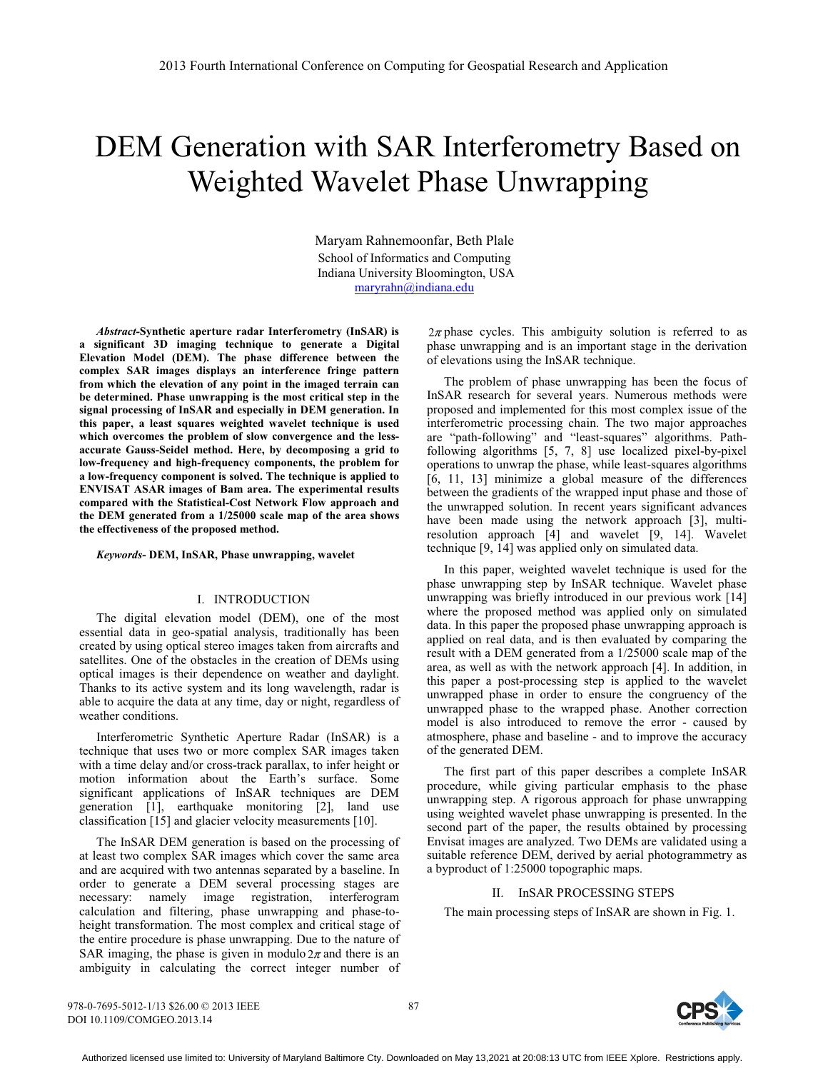# DEM Generation with SAR Interferometry Based on Weighted Wavelet Phase Unwrapping

Maryam Rahnemoonfar, Beth Plale
School of Informatics and Computing
Indiana University Bloomington, USA
maryrahn@indiana.edu

***Abstract*-Synthetic aperture radar Interferometry (InSAR) is a significant 3D imaging technique to generate a Digital Elevation Model (DEM). The phase difference between the complex SAR images displays an interference fringe pattern from which the elevation of any point in the imaged terrain can be determined. Phase unwrapping is the most critical step in the signal processing of InSAR and especially in DEM generation. In this paper, a least squares weighted wavelet technique is used which overcomes the problem of slow convergence and the less-accurate Gauss-Seidel method. Here, by decomposing a grid to low-frequency and high-frequency components, the problem for a low-frequency component is solved. The technique is applied to ENVISAT ASAR images of Bam area. The experimental results compared with the Statistical-Cost Network Flow approach and the DEM generated from a 1/25000 scale map of the area shows the effectiveness of the proposed method.**

***Keywords*- DEM, InSAR, Phase unwrapping, wavelet**

## I. INTRODUCTION

The digital elevation model (DEM), one of the most essential data in geo-spatial analysis, traditionally has been created by using optical stereo images taken from aircrafts and satellites. One of the obstacles in the creation of DEMs using optical images is their dependence on weather and daylight. Thanks to its active system and its long wavelength, radar is able to acquire the data at any time, day or night, regardless of weather conditions.

Interferometric Synthetic Aperture Radar (InSAR) is a technique that uses two or more complex SAR images taken with a time delay and/or cross-track parallax, to infer height or motion information about the Earth's surface. Some significant applications of InSAR techniques are DEM generation [1], earthquake monitoring [2], land use classification [15] and glacier velocity measurements [10].

The InSAR DEM generation is based on the processing of at least two complex SAR images which cover the same area and are acquired with two antennas separated by a baseline. In order to generate a DEM several processing stages are necessary: namely image registration, interferogram calculation and filtering, phase unwrapping and phase-to-height transformation. The most complex and critical stage of the entire procedure is phase unwrapping. Due to the nature of SAR imaging, the phase is given in modulo $2\pi$ and there is an ambiguity in calculating the correct integer number of $2\pi$ phase cycles. This ambiguity solution is referred to as phase unwrapping and is an important stage in the derivation of elevations using the InSAR technique.

The problem of phase unwrapping has been the focus of InSAR research for several years. Numerous methods were proposed and implemented for this most complex issue of the interferometric processing chain. The two major approaches are "path-following" and "least-squares" algorithms. Path-following algorithms [5, 7, 8] use localized pixel-by-pixel operations to unwrap the phase, while least-squares algorithms [6, 11, 13] minimize a global measure of the differences between the gradients of the wrapped input phase and those of the unwrapped solution. In recent years significant advances have been made using the network approach [3], multi-resolution approach [4] and wavelet [9, 14]. Wavelet technique [9, 14] was applied only on simulated data.

In this paper, weighted wavelet technique is used for the phase unwrapping step by InSAR technique. Wavelet phase unwrapping was briefly introduced in our previous work [14] where the proposed method was applied only on simulated data. In this paper the proposed phase unwrapping approach is applied on real data, and is then evaluated by comparing the result with a DEM generated from a 1/25000 scale map of the area, as well as with the network approach [4]. In addition, in this paper a post-processing step is applied to the wavelet unwrapped phase in order to ensure the congruency of the unwrapped phase to the wrapped phase. Another correction model is also introduced to remove the error - caused by atmosphere, phase and baseline - and to improve the accuracy of the generated DEM.

The first part of this paper describes a complete InSAR procedure, while giving particular emphasis to the phase unwrapping step. A rigorous approach for phase unwrapping using weighted wavelet phase unwrapping is presented. In the second part of the paper, the results obtained by processing Envisat images are analyzed. Two DEMs are validated using a suitable reference DEM, derived by aerial photogrammetry as a byproduct of 1:25000 topographic maps.

## II. InSAR PROCESSING STEPS

The main processing steps of InSAR are shown in Fig. 1.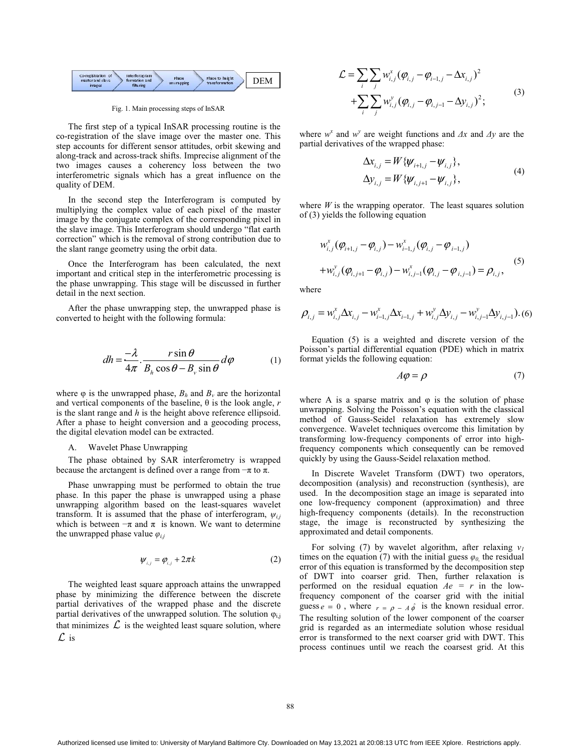Co-registration of master and slave images → Interferogram formation and filtering → Phase unwrapping → Phase to height transformation → DEM

Fig. 1. Main processing steps of InSAR

The first step of a typical InSAR processing routine is the co-registration of the slave image over the master one. This step accounts for different sensor attitudes, orbit skewing and along-track and across-track shifts. Imprecise alignment of the two images causes a coherency loss between the two interferometric signals which has a great influence on the quality of DEM.

In the second step the Interferogram is computed by multiplying the complex value of each pixel of the master image by the conjugate complex of the corresponding pixel in the slave image. This Interferogram should undergo "flat earth correction" which is the removal of strong contribution due to the slant range geometry using the orbit data.

Once the Interferogram has been calculated, the next important and critical step in the interferometric processing is the phase unwrapping. This stage will be discussed in further detail in the next section.

After the phase unwrapping step, the unwrapped phase is converted to height with the following formula:

$$dh = \frac{-\lambda}{4\pi} \cdot \frac{r \sin\theta}{B_h \cos\theta - B_v \sin\theta} d\varphi \tag{1}$$

where φ is the unwrapped phase, $B_h$ and $B_v$ are the horizontal and vertical components of the baseline, θ is the look angle, $r$ is the slant range and $h$ is the height above reference ellipsoid. After a phase to height conversion and a geocoding process, the digital elevation model can be extracted.

A. Wavelet Phase Unwrapping

The phase obtained by SAR interferometry is wrapped because the arctangent is defined over a range from −π to π.

Phase unwrapping must be performed to obtain the true phase. In this paper the phase is unwrapped using a phase unwrapping algorithm based on the least-squares wavelet transform. It is assumed that the phase of interferogram, $\psi_{i,j}$ which is between −π and π is known. We want to determine the unwrapped phase value $\varphi_{i,j}$

$$\psi_{i,j} = \varphi_{i,j} + 2\pi k \tag{2}$$

The weighted least square approach attains the unwrapped phase by minimizing the difference between the discrete partial derivatives of the wrapped phase and the discrete partial derivatives of the unwrapped solution. The solution $\varphi_{i,j}$ that minimizes $\mathcal{L}$ is the weighted least square solution, where $\mathcal{L}$ is

$$\mathcal{L} = \sum_i \sum_j w^x_{i,j} (\varphi_{i,j} - \varphi_{i-1,j} - \Delta x_{i,j})^2 + \sum_i \sum_j w^y_{i,j} (\varphi_{i,j} - \varphi_{i,j-1} - \Delta y_{i,j})^2; \tag{3}$$

where $w^x$ and $w^y$ are weight functions and $\Delta x$ and $\Delta y$ are the partial derivatives of the wrapped phase:

$$\Delta x_{i,j} = W\{\psi_{i+1,j} - \psi_{i,j}\}, \quad \Delta y_{i,j} = W\{\psi_{i,j+1} - \psi_{i,j}\}, \tag{4}$$

where $W$ is the wrapping operator. The least squares solution of (3) yields the following equation

$$w^x_{i,j}(\varphi_{i+1,j} - \varphi_{i,j}) - w^x_{i-1,j}(\varphi_{i,j} - \varphi_{i-1,j}) + w^y_{i,j}(\varphi_{i,j+1} - \varphi_{i,j}) - w^x_{i,j-1}(\varphi_{i,j} - \varphi_{i,j-1}) = \rho_{i,j}, \tag{5}$$

where

$$\rho_{i,j} = w^x_{i,j}\Delta x_{i,j} - w^x_{i-1,j}\Delta x_{i-1,j} + w^y_{i,j}\Delta y_{i,j} - w^y_{i,j-1}\Delta y_{i,j-1}). \tag{6}$$

Equation (5) is a weighted and discrete version of the Poisson's partial differential equation (PDE) which in matrix format yields the following equation:

$$A\varphi = \rho \tag{7}$$

where A is a sparse matrix and φ is the solution of phase unwrapping. Solving the Poisson's equation with the classical method of Gauss-Seidel relaxation has extremely slow convergence. Wavelet techniques overcome this limitation by transforming low-frequency components of error into high-frequency components which consequently can be removed quickly by using the Gauss-Seidel relaxation method.

In Discrete Wavelet Transform (DWT) two operators, decomposition (analysis) and reconstruction (synthesis), are used. In the decomposition stage an image is separated into one low-frequency component (approximation) and three high-frequency components (details). In the reconstruction stage, the image is reconstructed by synthesizing the approximated and detail components.

For solving (7) by wavelet algorithm, after relaxing $v_1$ times on the equation (7) with the initial guess $\varphi_0$, the residual error of this equation is transformed by the decomposition step of DWT into coarser grid. Then, further relaxation is performed on the residual equation $Ae = r$ in the low-frequency component of the coarser grid with the initial guess $e = 0$, where $r = \rho - A\hat{\varphi}$ is the known residual error. The resulting solution of the lower component of the coarser grid is regarded as an intermediate solution whose residual error is transformed to the next coarser grid with DWT. This process continues until we reach the coarsest grid. At this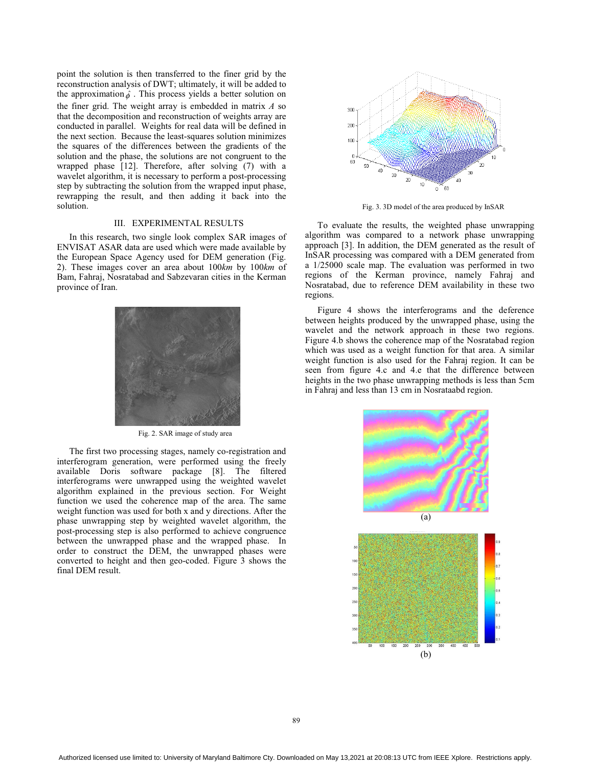point the solution is then transferred to the finer grid by the reconstruction analysis of DWT; ultimately, it will be added to the approximation $\hat{\phi}$ . This process yields a better solution on the finer grid. The weight array is embedded in matrix $A$ so that the decomposition and reconstruction of weights array are conducted in parallel. Weights for real data will be defined in the next section. Because the least-squares solution minimizes the squares of the differences between the gradients of the solution and the phase, the solutions are not congruent to the wrapped phase [12]. Therefore, after solving (7) with a wavelet algorithm, it is necessary to perform a post-processing step by subtracting the solution from the wrapped input phase, rewrapping the result, and then adding it back into the solution.

## III. EXPERIMENTAL RESULTS

In this research, two single look complex SAR images of ENVISAT ASAR data are used which were made available by the European Space Agency used for DEM generation (Fig. 2). These images cover an area about 100*km* by 100*km* of Bam, Fahraj, Nosratabad and Sabzevaran cities in the Kerman province of Iran.

Fig. 2. SAR image of study area

The first two processing stages, namely co-registration and interferogram generation, were performed using the freely available Doris software package [8]. The filtered interferograms were unwrapped using the weighted wavelet algorithm explained in the previous section. For Weight function we used the coherence map of the area. The same weight function was used for both x and y directions. After the phase unwrapping step by weighted wavelet algorithm, the post-processing step is also performed to achieve congruence between the unwrapped phase and the wrapped phase. In order to construct the DEM, the unwrapped phases were converted to height and then geo-coded. Figure 3 shows the final DEM result.

Fig. 3. 3D model of the area produced by InSAR

To evaluate the results, the weighted phase unwrapping algorithm was compared to a network phase unwrapping approach [3]. In addition, the DEM generated as the result of InSAR processing was compared with a DEM generated from a 1/25000 scale map. The evaluation was performed in two regions of the Kerman province, namely Fahraj and Nosratabad, due to reference DEM availability in these two regions.

Figure 4 shows the interferograms and the deference between heights produced by the unwrapped phase, using the wavelet and the network approach in these two regions. Figure 4.b shows the coherence map of the Nosratabad region which was used as a weight function for that area. A similar weight function is also used for the Fahraj region. It can be seen from figure 4.c and 4.e that the difference between heights in the two phase unwrapping methods is less than 5cm in Fahraj and less than 13 cm in Nosrataabd region.

(a)

(b)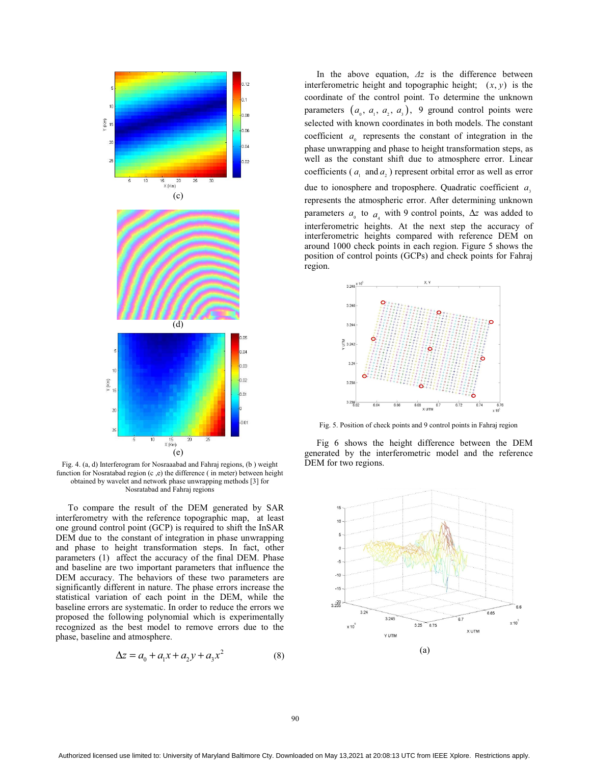(c)

(d)

(e)

Fig. 4. (a, d) Interferogram for Nosraaabad and Fahraj regions, (b ) weight function for Nosratabad region (c ,e) the difference ( in meter) between height obtained by wavelet and network phase unwrapping methods [3] for Nosratabad and Fahraj regions

To compare the result of the DEM generated by SAR interferometry with the reference topographic map, at least one ground control point (GCP) is required to shift the InSAR DEM due to the constant of integration in phase unwrapping and phase to height transformation steps. In fact, other parameters (1) affect the accuracy of the final DEM. Phase and baseline are two important parameters that influence the DEM accuracy. The behaviors of these two parameters are significantly different in nature. The phase errors increase the statistical variation of each point in the DEM, while the baseline errors are systematic. In order to reduce the errors we proposed the following polynomial which is experimentally recognized as the best model to remove errors due to the phase, baseline and atmosphere.

$$\Delta z = a_0 + a_1 x + a_2 y + a_3 x^2 \qquad (8)$$

In the above equation, $\Delta z$ is the difference between interferometric height and topographic height; $(x, y)$ is the coordinate of the control point. To determine the unknown parameters $(a_0, a_1, a_2, a_3)$, 9 ground control points were selected with known coordinates in both models. The constant coefficient $a_0$ represents the constant of integration in the phase unwrapping and phase to height transformation steps, as well as the constant shift due to atmosphere error. Linear coefficients ( $a_1$ and $a_2$ ) represent orbital error as well as error due to ionosphere and troposphere. Quadratic coefficient $a_3$ represents the atmospheric error. After determining unknown parameters $a_0$ to $a_4$ with 9 control points, $\Delta z$ was added to interferometric heights. At the next step the accuracy of interferometric heights compared with reference DEM on around 1000 check points in each region. Figure 5 shows the position of control points (GCPs) and check points for Fahraj region.

Fig. 5. Position of check points and 9 control points in Fahraj region

Fig 6 shows the height difference between the DEM generated by the interferometric model and the reference DEM for two regions.

(a)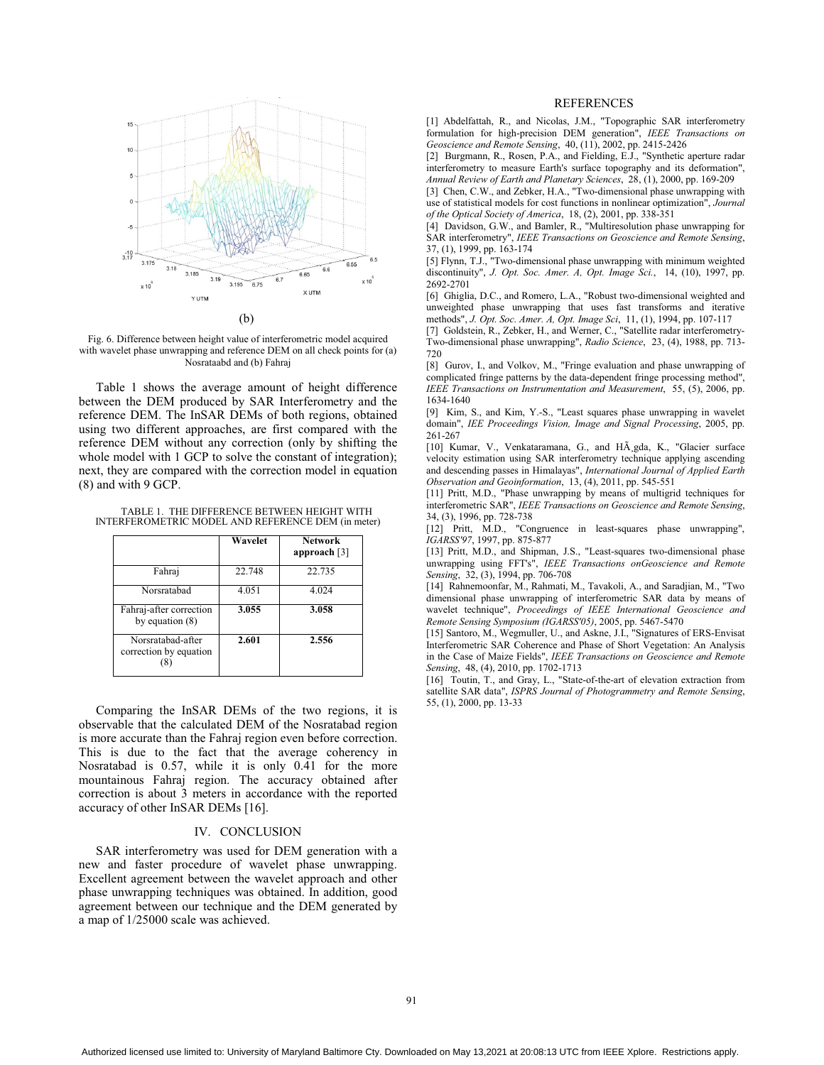15

10

5

0

-5

-10

3.17 3.175 3.18 3.185 3.19 3.195

x 10^6

Y UTM

6.75 6.7 6.65 6.6 6.55 6.5

x 10^5

X UTM

(b)

Fig. 6. Difference between height value of interferometric model acquired with wavelet phase unwrapping and reference DEM on all check points for (a) Nosrataabd and (b) Fahraj

Table 1 shows the average amount of height difference between the DEM produced by SAR Interferometry and the reference DEM. The InSAR DEMs of both regions, obtained using two different approaches, are first compared with the reference DEM without any correction (only by shifting the whole model with 1 GCP to solve the constant of integration); next, they are compared with the correction model in equation (8) and with 9 GCP.

TABLE 1. THE DIFFERENCE BETWEEN HEIGHT WITH INTERFEROMETRIC MODEL AND REFERENCE DEM (in meter)

| | Wavelet | Network approach [3] |
|---|---|---|
| Fahraj | 22.748 | 22.735 |
| Norsratabad | 4.051 | 4.024 |
| Fahraj-after correction by equation (8) | **3.055** | **3.058** |
| Norsratabad-after correction by equation (8) | **2.601** | **2.556** |

Comparing the InSAR DEMs of the two regions, it is observable that the calculated DEM of the Nosratabad region is more accurate than the Fahraj region even before correction. This is due to the fact that the average coherency in Nosratabad is 0.57, while it is only 0.41 for the more mountainous Fahraj region. The accuracy obtained after correction is about 3 meters in accordance with the reported accuracy of other InSAR DEMs [16].

## IV. CONCLUSION

SAR interferometry was used for DEM generation with a new and faster procedure of wavelet phase unwrapping. Excellent agreement between the wavelet approach and other phase unwrapping techniques was obtained. In addition, good agreement between our technique and the DEM generated by a map of 1/25000 scale was achieved.

## REFERENCES

[1] Abdelfattah, R., and Nicolas, J.M., "Topographic SAR interferometry formulation for high-precision DEM generation", *IEEE Transactions on Geoscience and Remote Sensing*, 40, (11), 2002, pp. 2415-2426

[2] Burgmann, R., Rosen, P.A., and Fielding, E.J., "Synthetic aperture radar interferometry to measure Earth's surface topography and its deformation", *Annual Review of Earth and Planetary Sciences*, 28, (1), 2000, pp. 169-209

[3] Chen, C.W., and Zebker, H.A., "Two-dimensional phase unwrapping with use of statistical models for cost functions in nonlinear optimization", *Journal of the Optical Society of America*, 18, (2), 2001, pp. 338-351

[4] Davidson, G.W., and Bamler, R., "Multiresolution phase unwrapping for SAR interferometry", *IEEE Transactions on Geoscience and Remote Sensing*, 37, (1), 1999, pp. 163-174

[5] Flynn, T.J., "Two-dimensional phase unwrapping with minimum weighted discontinuity", *J. Opt. Soc. Amer. A, Opt. Image Sci.*, 14, (10), 1997, pp. 2692-2701

[6] Ghiglia, D.C., and Romero, L.A., "Robust two-dimensional weighted and unweighted phase unwrapping that uses fast transforms and iterative methods", *J. Opt. Soc. Amer. A, Opt. Image Sci*, 11, (1), 1994, pp. 107-117

[7] Goldstein, R., Zebker, H., and Werner, C., "Satellite radar interferometry- Two-dimensional phase unwrapping", *Radio Science*, 23, (4), 1988, pp. 713-720

[8] Gurov, I., and Volkov, M., "Fringe evaluation and phase unwrapping of complicated fringe patterns by the data-dependent fringe processing method", *IEEE Transactions on Instrumentation and Measurement*, 55, (5), 2006, pp. 1634-1640

[9] Kim, S., and Kim, Y.-S., "Least squares phase unwrapping in wavelet domain", *IEE Proceedings Vision, Image and Signal Processing*, 2005, pp. 261-267

[10] Kumar, V., Venkataramana, G., and HÃ¸gda, K., "Glacier surface velocity estimation using SAR interferometry technique applying ascending and descending passes in Himalayas", *International Journal of Applied Earth Observation and Geoinformation*, 13, (4), 2011, pp. 545-551

[11] Pritt, M.D., "Phase unwrapping by means of multigrid techniques for interferometric SAR", *IEEE Transactions on Geoscience and Remote Sensing*, 34, (3), 1996, pp. 728-738

[12] Pritt, M.D., "Congruence in least-squares phase unwrapping", *IGARSS'97*, 1997, pp. 875-877

[13] Pritt, M.D., and Shipman, J.S., "Least-squares two-dimensional phase unwrapping using FFT's", *IEEE Transactions onGeoscience and Remote Sensing*, 32, (3), 1994, pp. 706-708

[14] Rahnemoonfar, M., Rahmati, M., Tavakoli, A., and Saradjian, M., "Two dimensional phase unwrapping of interferometric SAR data by means of wavelet technique", *Proceedings of IEEE International Geoscience and Remote Sensing Symposium (IGARSS'05)*, 2005, pp. 5467-5470

[15] Santoro, M., Wegmuller, U., and Askne, J.I., "Signatures of ERS-Envisat Interferometric SAR Coherence and Phase of Short Vegetation: An Analysis in the Case of Maize Fields", *IEEE Transactions on Geoscience and Remote Sensing*, 48, (4), 2010, pp. 1702-1713

[16] Toutin, T., and Gray, L., "State-of-the-art of elevation extraction from satellite SAR data", *ISPRS Journal of Photogrammetry and Remote Sensing*, 55, (1), 2000, pp. 13-33